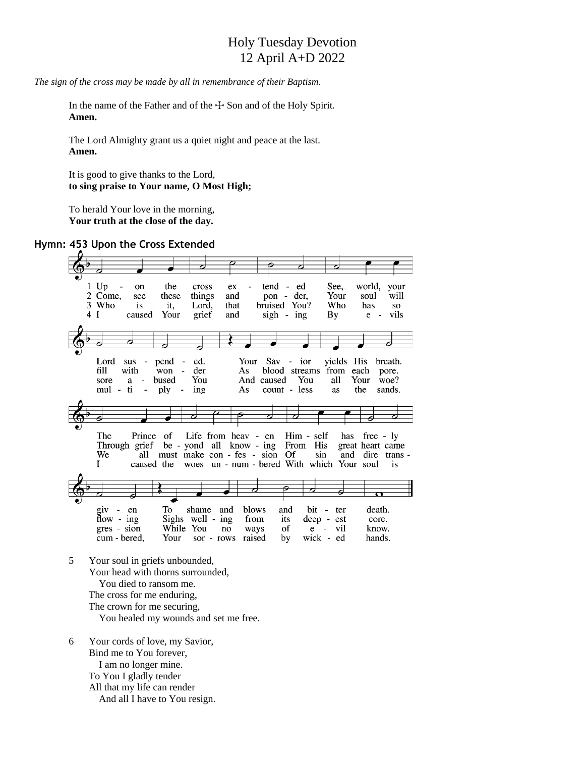# Holy Tuesday Devotion
## 12 April A+D 2022

*The sign of the cross may be made by all in remembrance of their Baptism.*

In the name of the Father and of the ☩ Son and of the Holy Spirit.
**Amen.**

The Lord Almighty grant us a quiet night and peace at the last.
**Amen.**

It is good to give thanks to the Lord,
**to sing praise to Your name, O Most High;**

To herald Your love in the morning,
**Your truth at the close of the day.**

### Hymn: 453 Upon the Cross Extended

1 Upon the cross extended
See, world, your Lord suspended.
Your Savior yields His breath.
The Prince of Life from heaven
Himself has freely given
To shame and blows and bitter death.

2 Come, see these things and ponder,
Your soul will fill with wonder
As blood streams from each pore.
Through grief beyond all knowing
From His great heart came flowing
Sighs welling from its deepest core.

3 Who is it, Lord, that bruised You?
Who has so sore abused You
And caused You all Your woe?
We all must make confession
Of sin and dire transgression
While You no ways of evil know.

4 I caused Your grief and sighing
By evils multiplying
As countless as the sands.
I caused the woes unnumbered
With which Your soul is cumbered,
Your sorrows raised by wicked hands.

5 Your soul in griefs unbounded,
Your head with thorns surrounded,
You died to ransom me.
The cross for me enduring,
The crown for me securing,
You healed my wounds and set me free.

6 Your cords of love, my Savior,
Bind me to You forever,
I am no longer mine.
To You I gladly tender
All that my life can render
And all I have to You resign.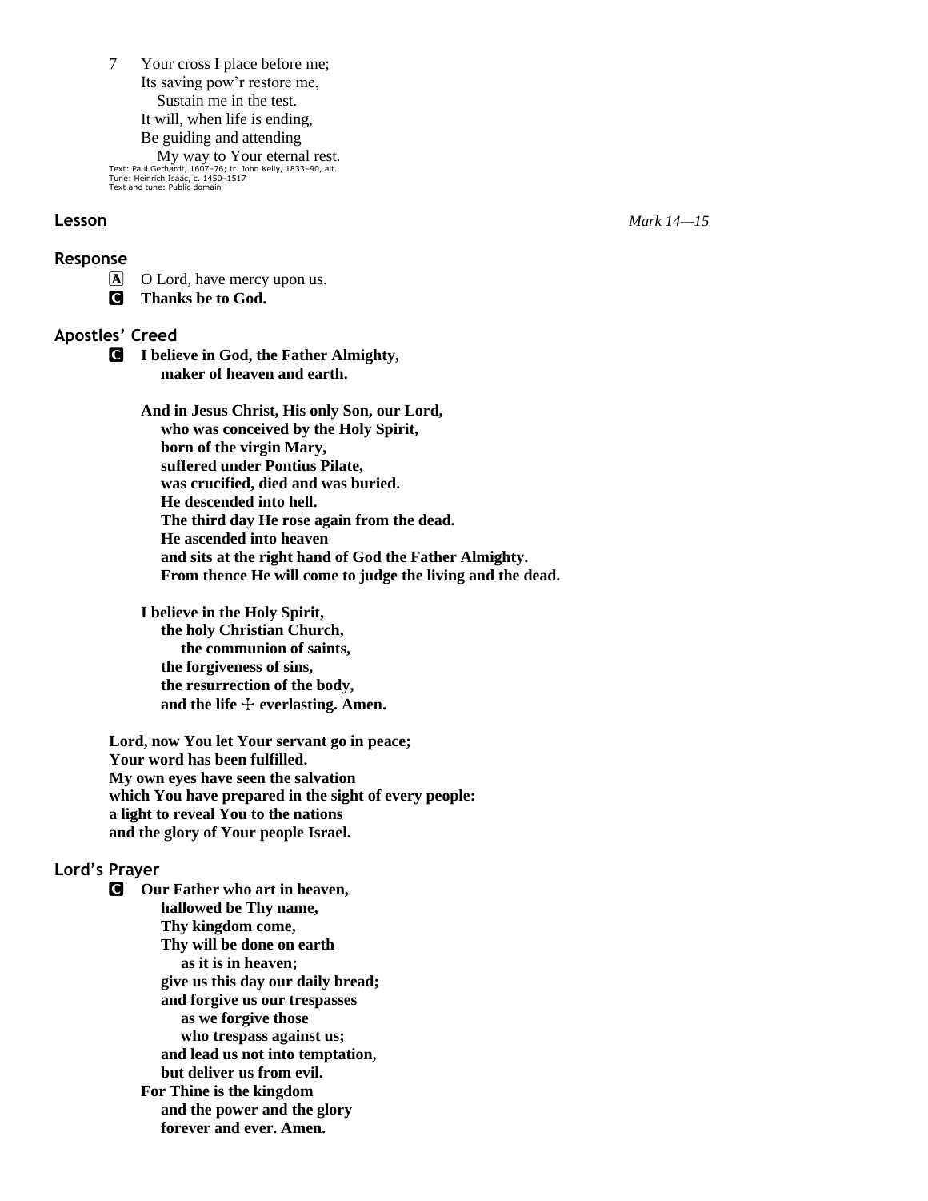7 Your cross I place before me;
Its saving pow'r restore me,
Sustain me in the test.
It will, when life is ending,
Be guiding and attending
My way to Your eternal rest.

Text: Paul Gerhardt, 1607–76; tr. John Kelly, 1833–90, alt.
Tune: Heinrich Isaac, c. 1450–1517
Text and tune: Public domain

## Lesson

*Mark 14—15*

## Response

A O Lord, have mercy upon us.

C **Thanks be to God.**

## Apostles' Creed

C **I believe in God, the Father Almighty,
maker of heaven and earth.**

**And in Jesus Christ, His only Son, our Lord,
who was conceived by the Holy Spirit,
born of the virgin Mary,
suffered under Pontius Pilate,
was crucified, died and was buried.
He descended into hell.
The third day He rose again from the dead.
He ascended into heaven
and sits at the right hand of God the Father Almighty.
From thence He will come to judge the living and the dead.**

**I believe in the Holy Spirit,
the holy Christian Church,
the communion of saints,
the forgiveness of sins,
the resurrection of the body,
and the life ☩ everlasting. Amen.**

**Lord, now You let Your servant go in peace;
Your word has been fulfilled.
My own eyes have seen the salvation
which You have prepared in the sight of every people:
a light to reveal You to the nations
and the glory of Your people Israel.**

## Lord's Prayer

C **Our Father who art in heaven,
hallowed be Thy name,
Thy kingdom come,
Thy will be done on earth
as it is in heaven;
give us this day our daily bread;
and forgive us our trespasses
as we forgive those
who trespass against us;
and lead us not into temptation,
but deliver us from evil.
For Thine is the kingdom
and the power and the glory
forever and ever. Amen.**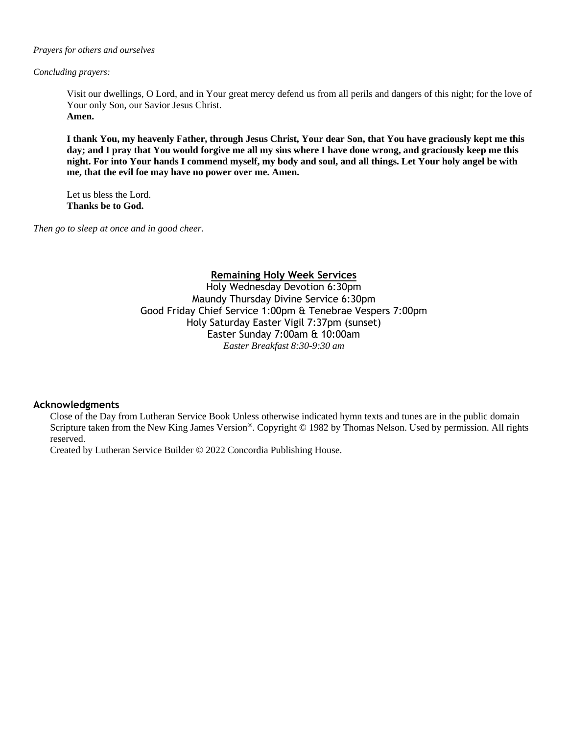*Prayers for others and ourselves*

*Concluding prayers:*

Visit our dwellings, O Lord, and in Your great mercy defend us from all perils and dangers of this night; for the love of Your only Son, our Savior Jesus Christ.
**Amen.**

**I thank You, my heavenly Father, through Jesus Christ, Your dear Son, that You have graciously kept me this day; and I pray that You would forgive me all my sins where I have done wrong, and graciously keep me this night. For into Your hands I commend myself, my body and soul, and all things. Let Your holy angel be with me, that the evil foe may have no power over me. Amen.**

Let us bless the Lord.
**Thanks be to God.**

*Then go to sleep at once and in good cheer.*

**Remaining Holy Week Services**

Holy Wednesday Devotion 6:30pm
Maundy Thursday Divine Service 6:30pm
Good Friday Chief Service 1:00pm & Tenebrae Vespers 7:00pm
Holy Saturday Easter Vigil 7:37pm (sunset)
Easter Sunday 7:00am & 10:00am
*Easter Breakfast 8:30-9:30 am*

## Acknowledgments

Close of the Day from Lutheran Service Book Unless otherwise indicated hymn texts and tunes are in the public domain
Scripture taken from the New King James Version®. Copyright © 1982 by Thomas Nelson. Used by permission. All rights reserved.
Created by Lutheran Service Builder © 2022 Concordia Publishing House.